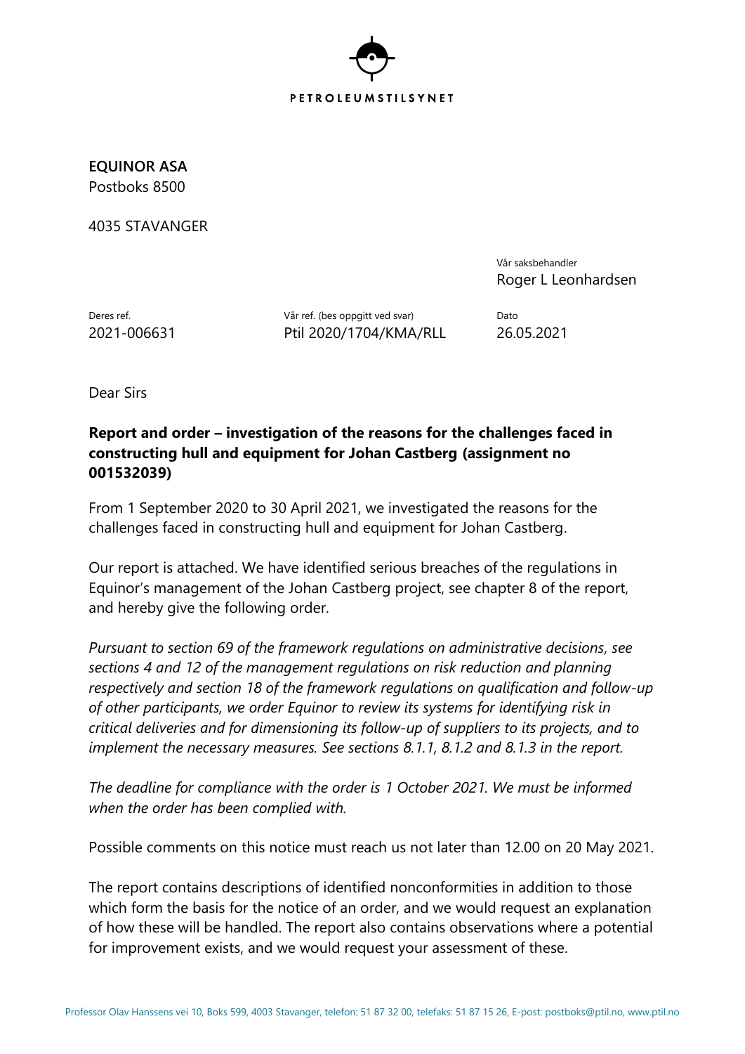PETROLEUMSTILSYNET

**EQUINOR ASA**
Postboks 8500

4035 STAVANGER

Vår saksbehandler
Roger L Leonhardsen

| Deres ref. | Vår ref. (bes oppgitt ved svar) | Dato |
| --- | --- | --- |
| 2021-006631 | Ptil 2020/1704/KMA/RLL | 26.05.2021 |

Dear Sirs

**Report and order – investigation of the reasons for the challenges faced in constructing hull and equipment for Johan Castberg (assignment no 001532039)**

From 1 September 2020 to 30 April 2021, we investigated the reasons for the challenges faced in constructing hull and equipment for Johan Castberg.

Our report is attached. We have identified serious breaches of the regulations in Equinor's management of the Johan Castberg project, see chapter 8 of the report, and hereby give the following order.

*Pursuant to section 69 of the framework regulations on administrative decisions, see sections 4 and 12 of the management regulations on risk reduction and planning respectively and section 18 of the framework regulations on qualification and follow-up of other participants, we order Equinor to review its systems for identifying risk in critical deliveries and for dimensioning its follow-up of suppliers to its projects, and to implement the necessary measures. See sections 8.1.1, 8.1.2 and 8.1.3 in the report.*

*The deadline for compliance with the order is 1 October 2021. We must be informed when the order has been complied with.*

Possible comments on this notice must reach us not later than 12.00 on 20 May 2021.

The report contains descriptions of identified nonconformities in addition to those which form the basis for the notice of an order, and we would request an explanation of how these will be handled. The report also contains observations where a potential for improvement exists, and we would request your assessment of these.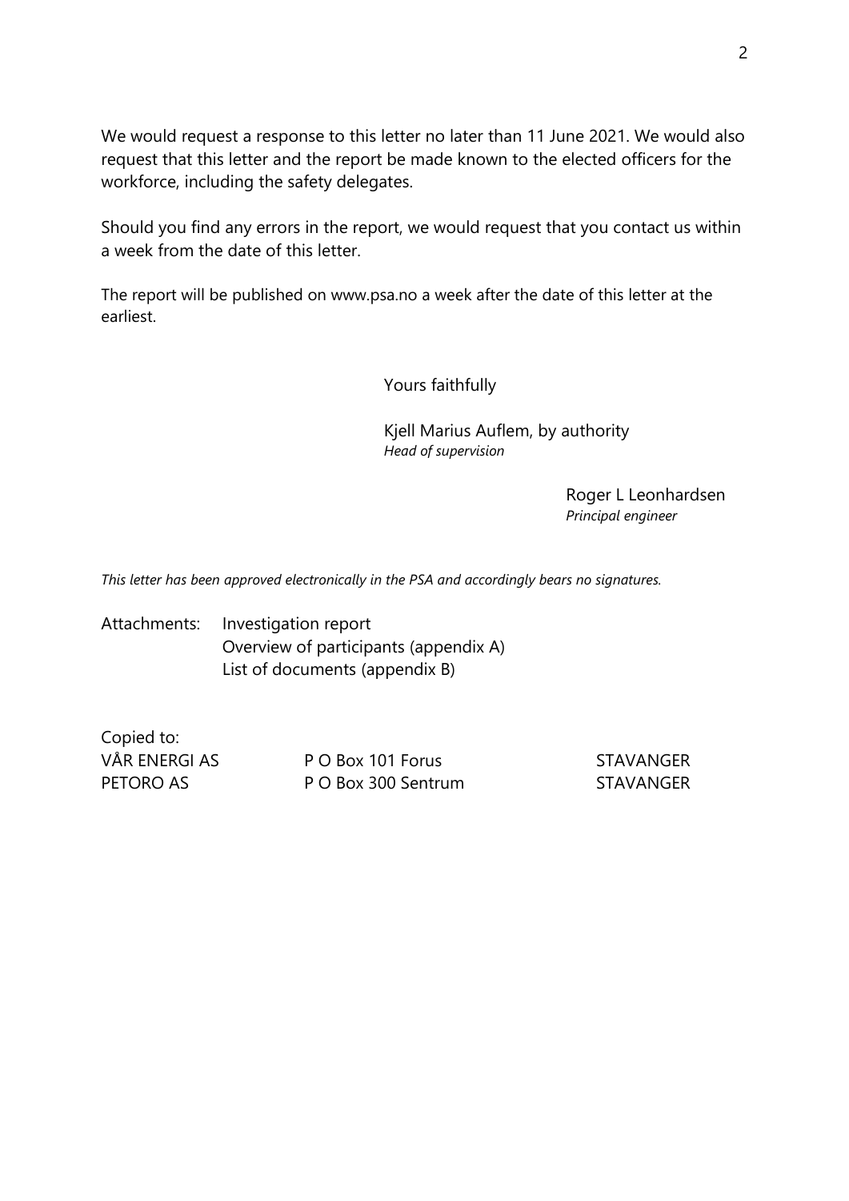We would request a response to this letter no later than 11 June 2021. We would also request that this letter and the report be made known to the elected officers for the workforce, including the safety delegates.

Should you find any errors in the report, we would request that you contact us within a week from the date of this letter.

The report will be published on www.psa.no a week after the date of this letter at the earliest.

Yours faithfully

Kjell Marius Auflem, by authority
*Head of supervision*

Roger L Leonhardsen
*Principal engineer*

*This letter has been approved electronically in the PSA and accordingly bears no signatures.*

Attachments: Investigation report
Overview of participants (appendix A)
List of documents (appendix B)

Copied to:

| | | |
|---|---|---|
| VÅR ENERGI AS | P O Box 101 Forus | STAVANGER |
| PETORO AS | P O Box 300 Sentrum | STAVANGER |